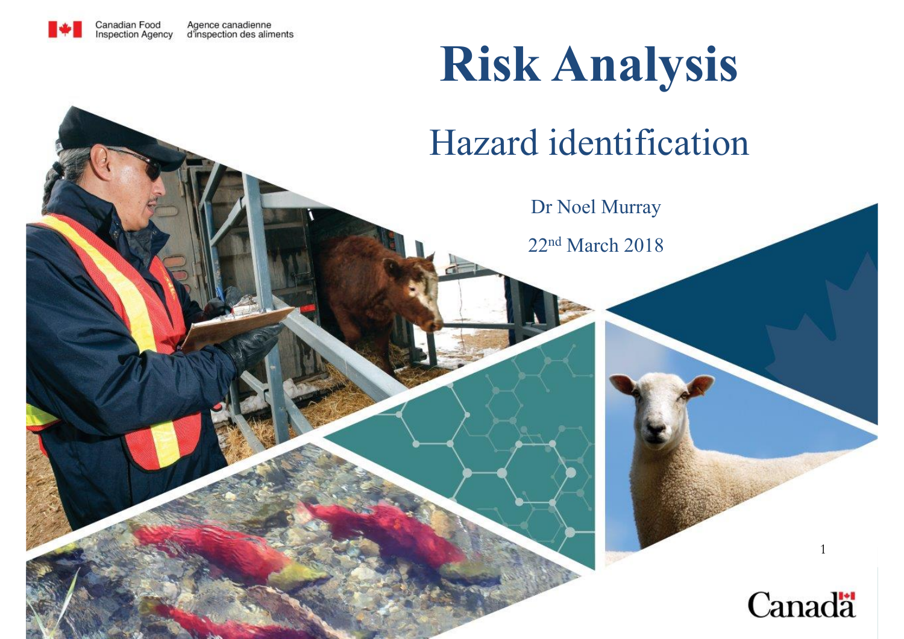Canadian Food Inspection Agency | Agence canadienne d'inspection des aliments

# Risk Analysis

## Hazard identification

Dr Noel Murray

22nd March 2018

Canada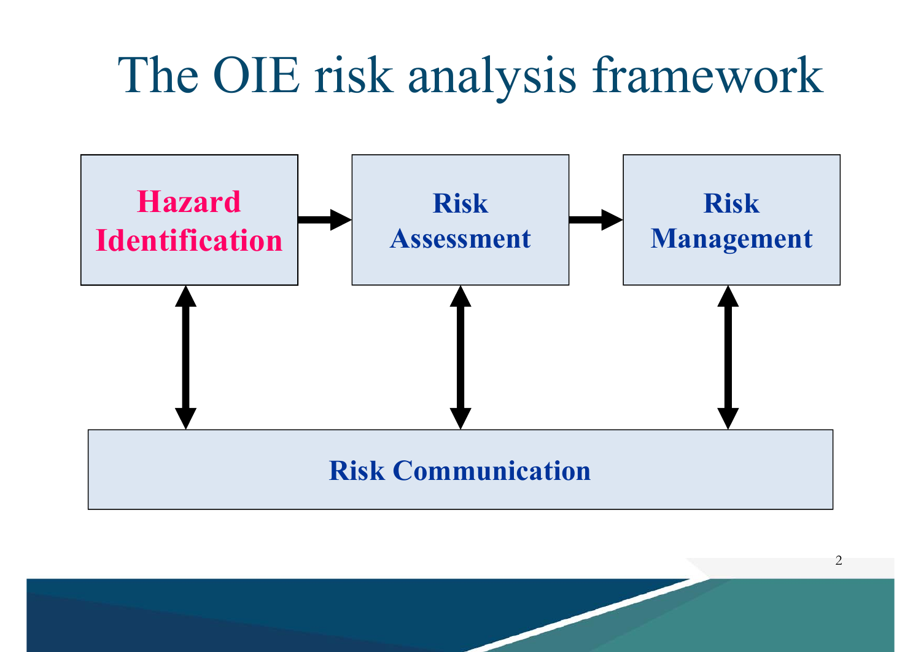# The OIE risk analysis framework

**Hazard Identification** → **Risk Assessment** → **Risk Management**

**Risk Communication**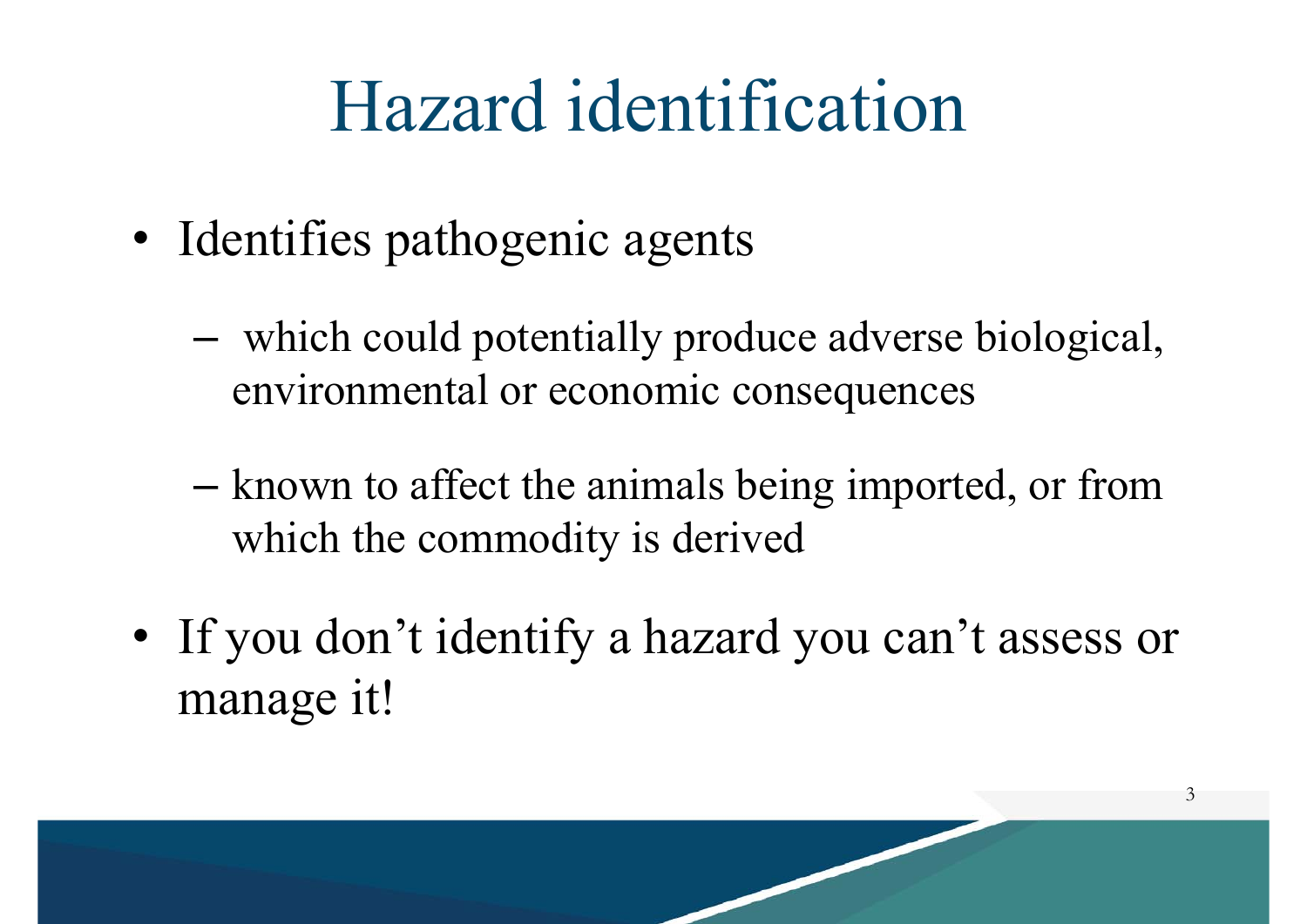# Hazard identification

- Identifies pathogenic agents
  - which could potentially produce adverse biological, environmental or economic consequences
  - known to affect the animals being imported, or from which the commodity is derived
- If you don't identify a hazard you can't assess or manage it!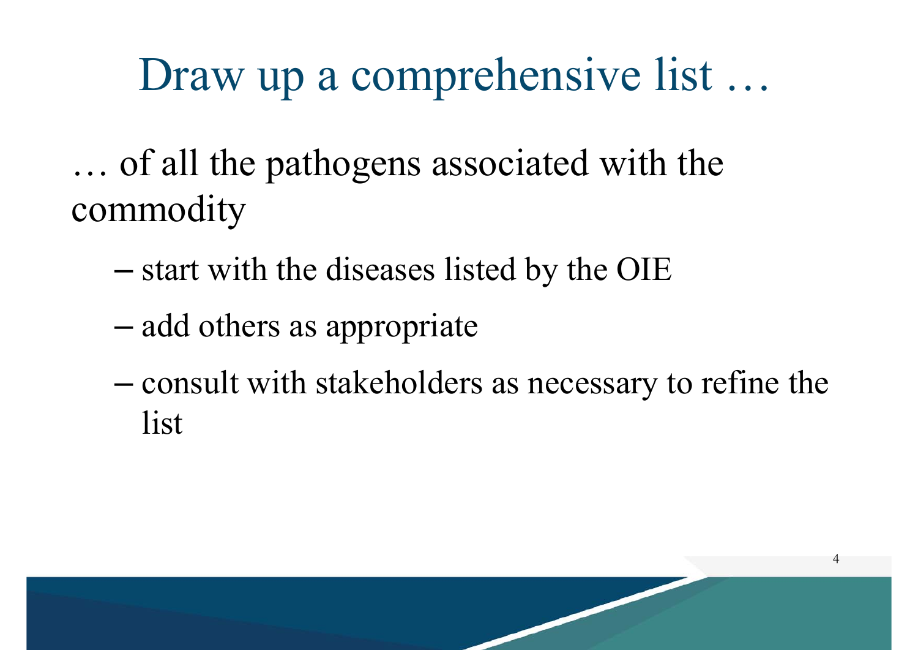# Draw up a comprehensive list …

… of all the pathogens associated with the commodity

- start with the diseases listed by the OIE
- add others as appropriate
- consult with stakeholders as necessary to refine the list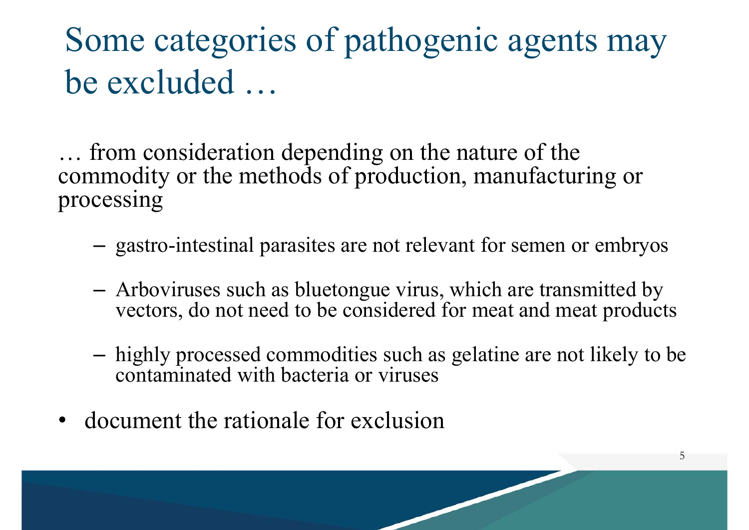# Some categories of pathogenic agents may be excluded …

… from consideration depending on the nature of the commodity or the methods of production, manufacturing or processing

- gastro-intestinal parasites are not relevant for semen or embryos
- Arboviruses such as bluetongue virus, which are transmitted by vectors, do not need to be considered for meat and meat products
- highly processed commodities such as gelatine are not likely to be contaminated with bacteria or viruses

- document the rationale for exclusion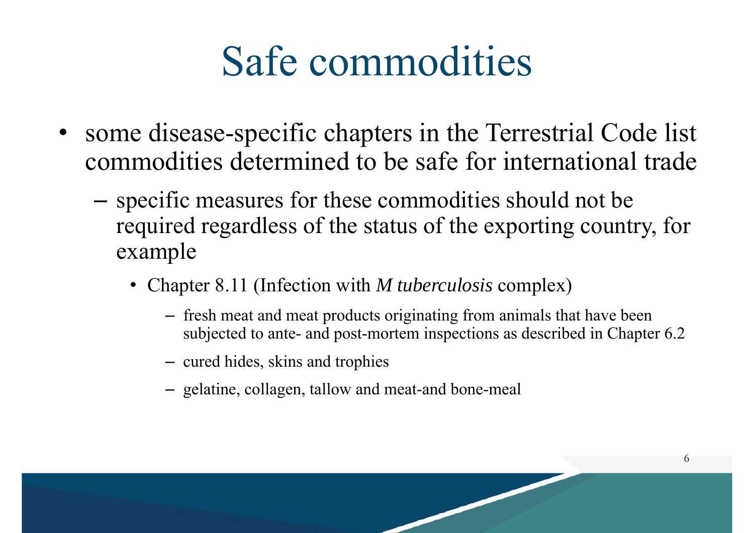# Safe commodities

- some disease-specific chapters in the Terrestrial Code list commodities determined to be safe for international trade
  - specific measures for these commodities should not be required regardless of the status of the exporting country, for example
    - Chapter 8.11 (Infection with *M tuberculosis* complex)
      - fresh meat and meat products originating from animals that have been subjected to ante- and post-mortem inspections as described in Chapter 6.2
      - cured hides, skins and trophies
      - gelatine, collagen, tallow and meat-and bone-meal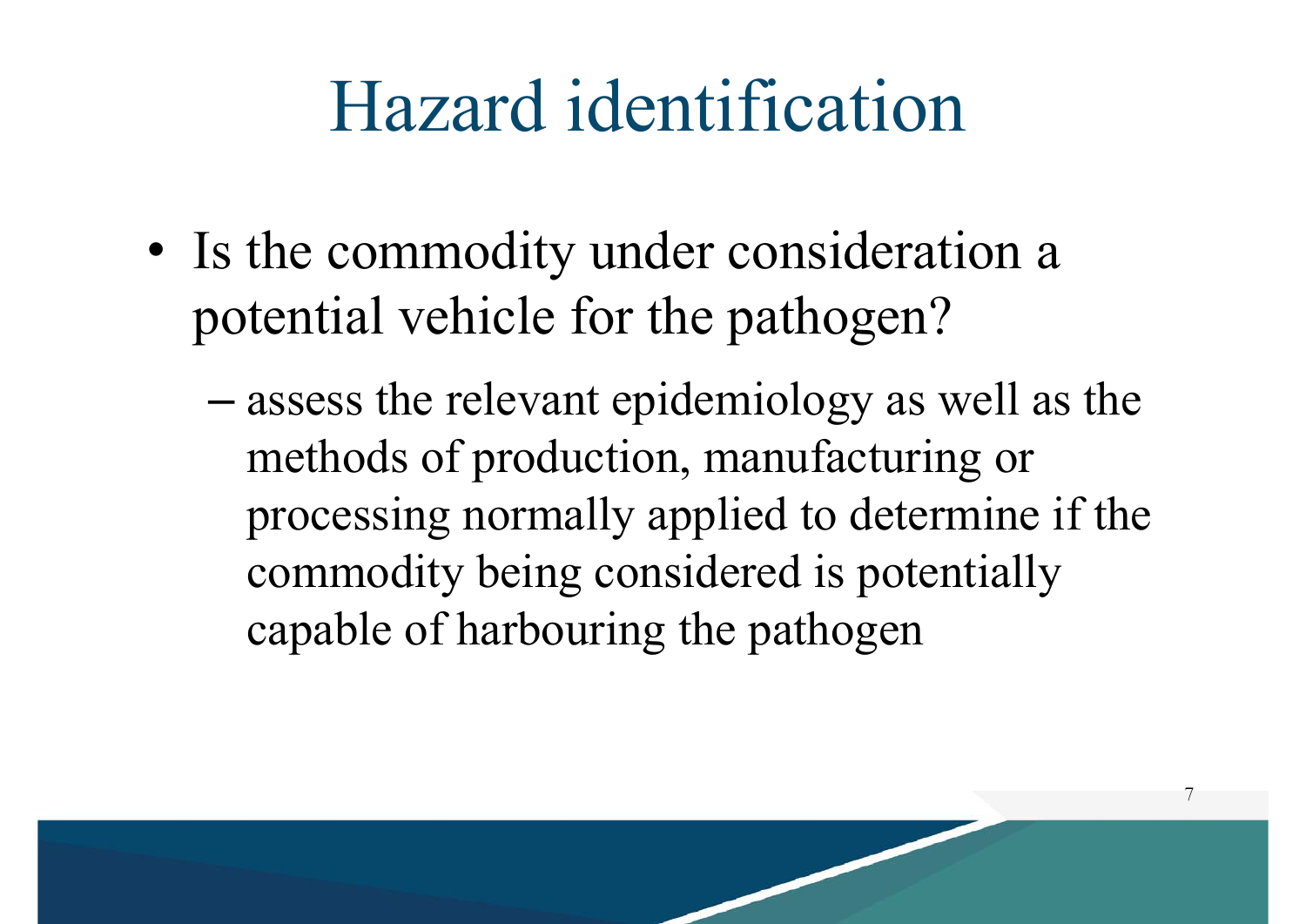# Hazard identification

- Is the commodity under consideration a potential vehicle for the pathogen?
  - assess the relevant epidemiology as well as the methods of production, manufacturing or processing normally applied to determine if the commodity being considered is potentially capable of harbouring the pathogen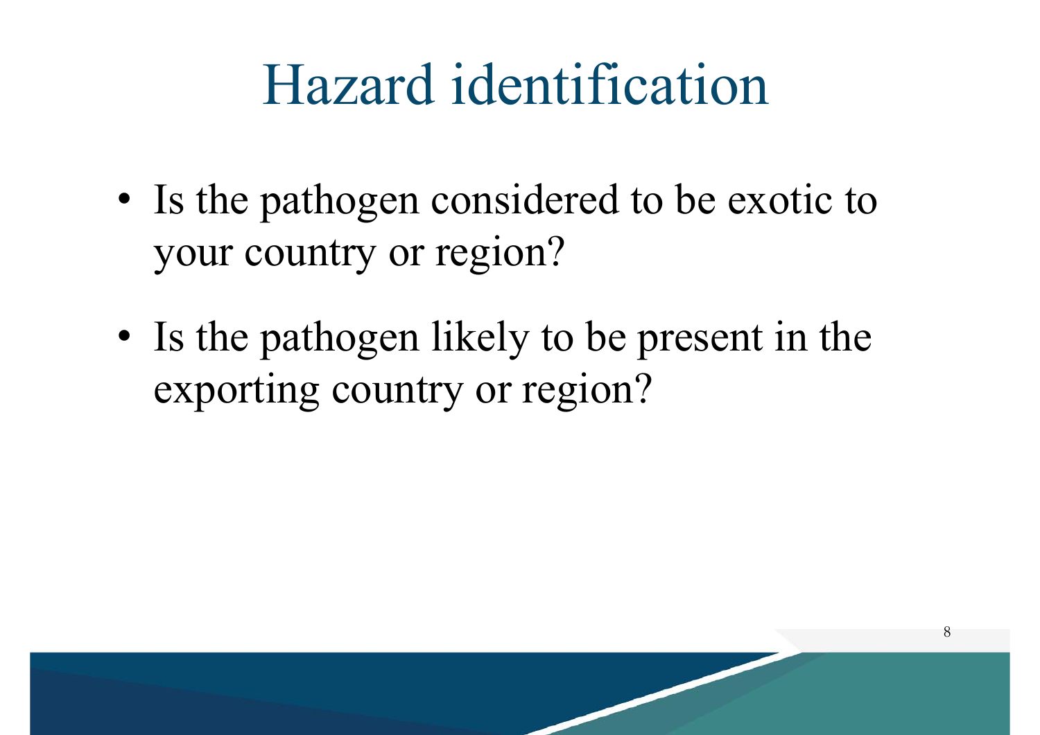# Hazard identification

- Is the pathogen considered to be exotic to your country or region?
- Is the pathogen likely to be present in the exporting country or region?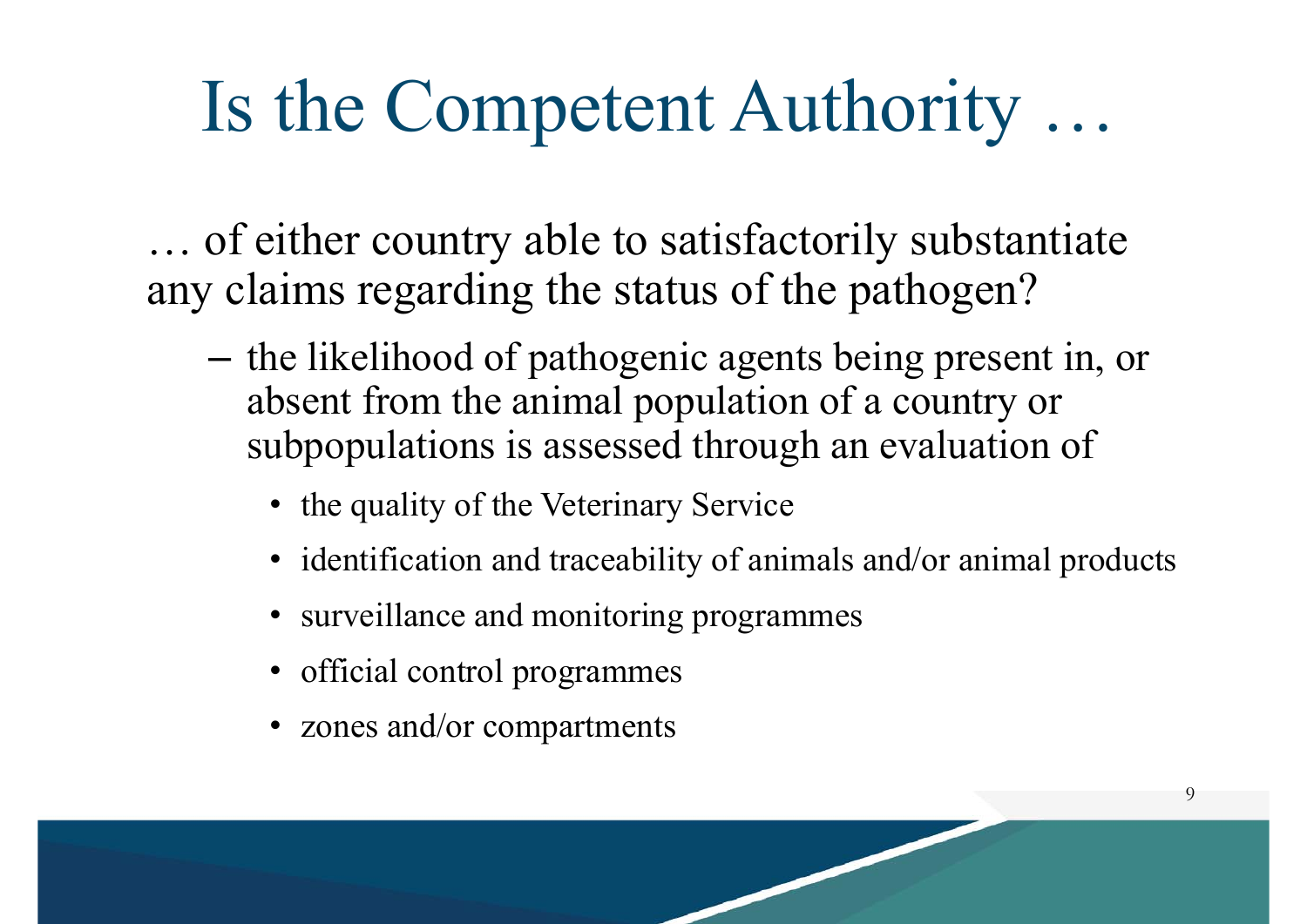# Is the Competent Authority …

… of either country able to satisfactorily substantiate any claims regarding the status of the pathogen?

- the likelihood of pathogenic agents being present in, or absent from the animal population of a country or subpopulations is assessed through an evaluation of
  - the quality of the Veterinary Service
  - identification and traceability of animals and/or animal products
  - surveillance and monitoring programmes
  - official control programmes
  - zones and/or compartments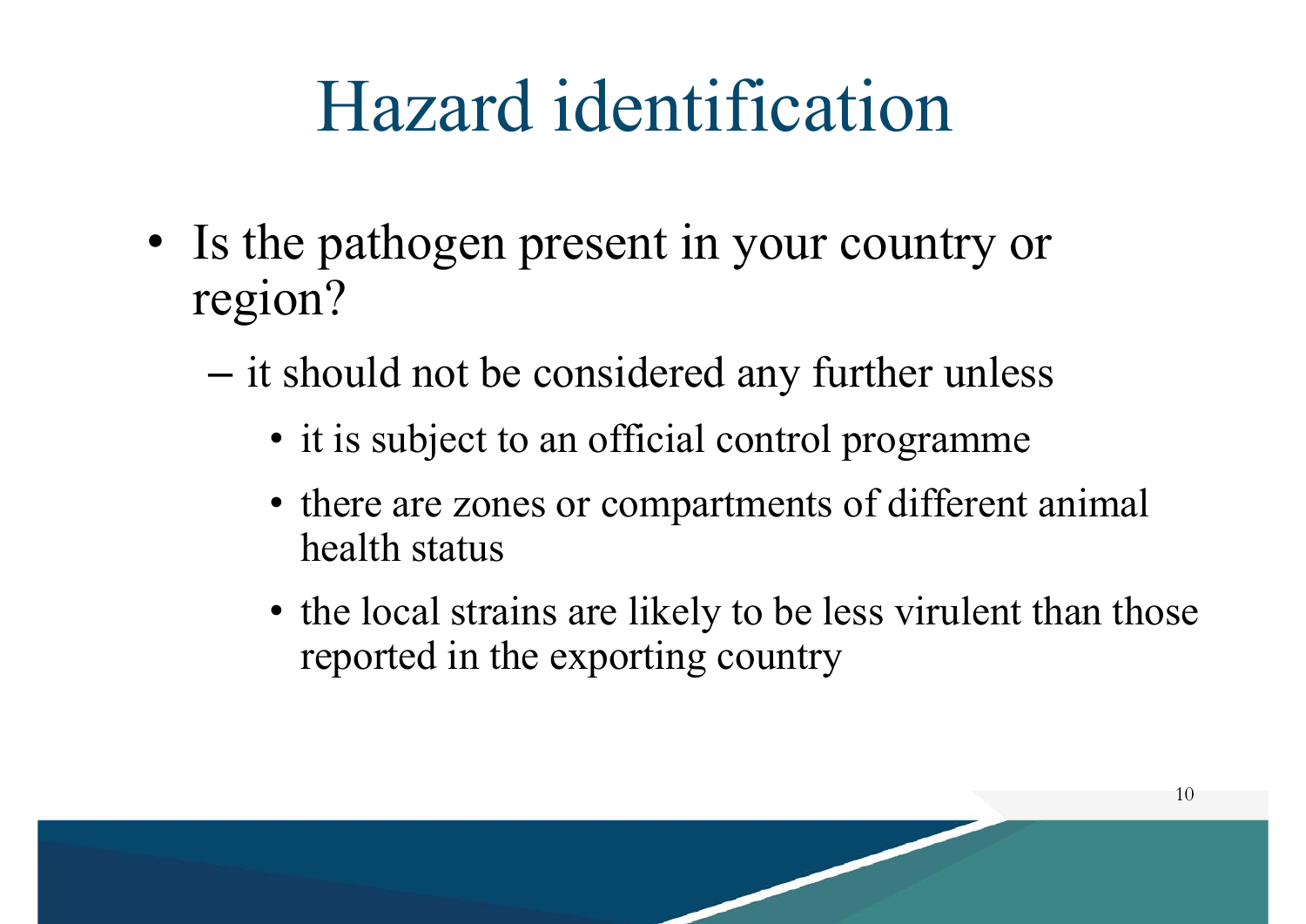# Hazard identification

- Is the pathogen present in your country or region?
  - it should not be considered any further unless
    - it is subject to an official control programme
    - there are zones or compartments of different animal health status
    - the local strains are likely to be less virulent than those reported in the exporting country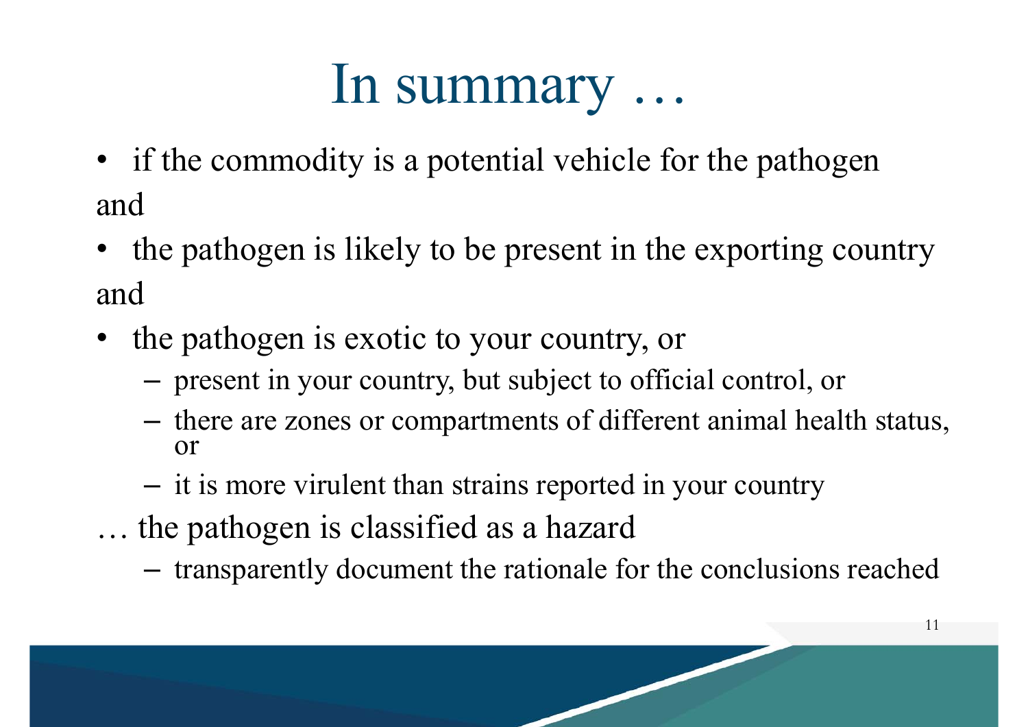# In summary …

- if the commodity is a potential vehicle for the pathogen

and

- the pathogen is likely to be present in the exporting country

and

- the pathogen is exotic to your country, or
  - present in your country, but subject to official control, or
  - there are zones or compartments of different animal health status, or
  - it is more virulent than strains reported in your country

… the pathogen is classified as a hazard

- transparently document the rationale for the conclusions reached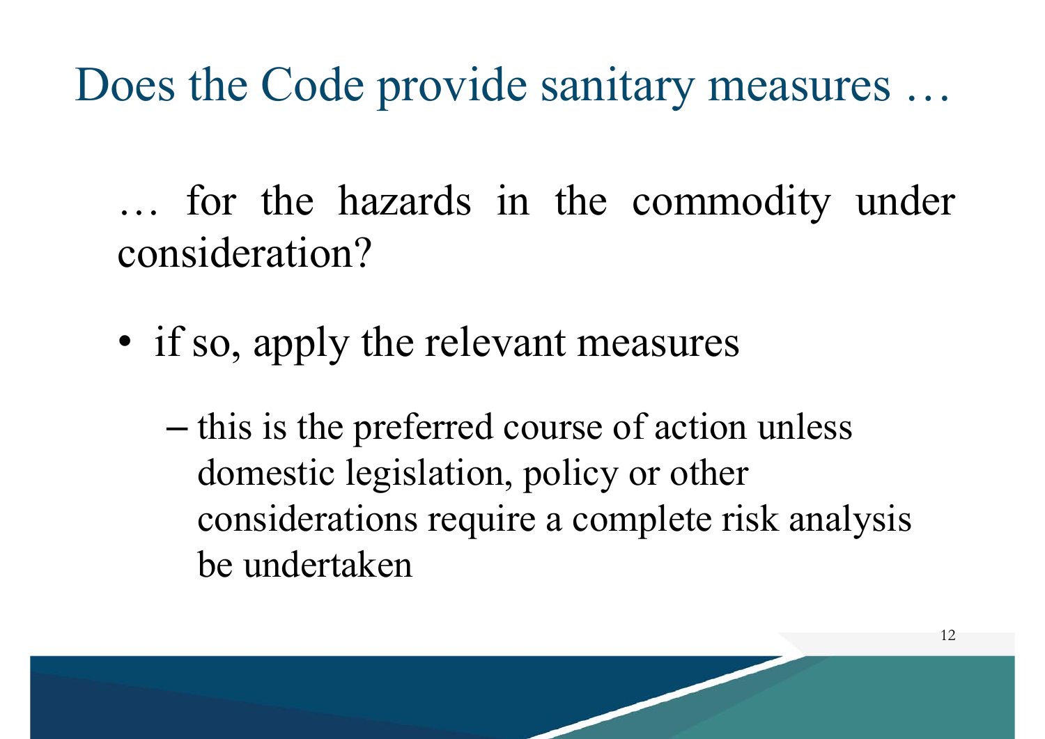# Does the Code provide sanitary measures …

… for the hazards in the commodity under consideration?

- if so, apply the relevant measures
  - this is the preferred course of action unless domestic legislation, policy or other considerations require a complete risk analysis be undertaken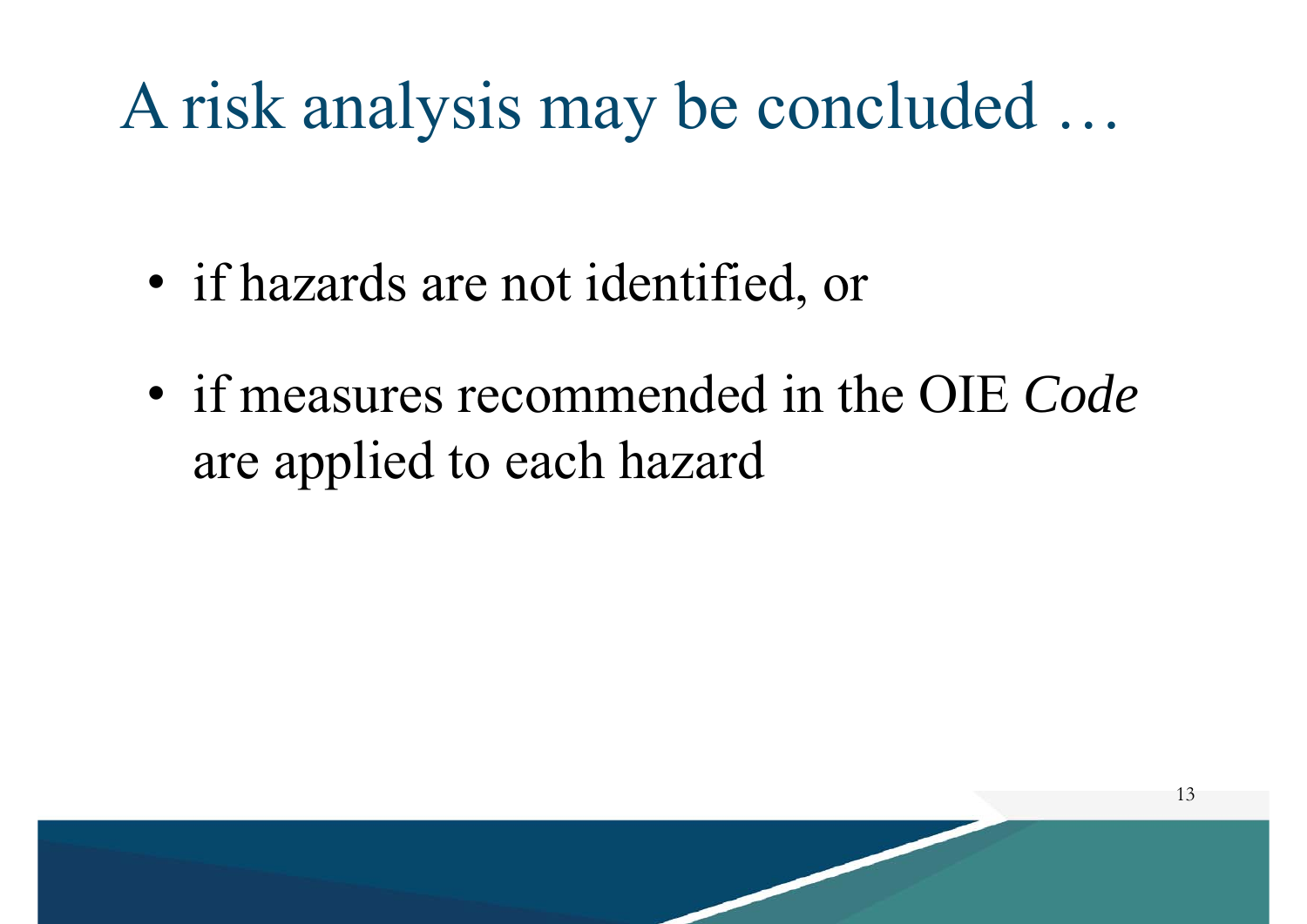# A risk analysis may be concluded …

- if hazards are not identified, or
- if measures recommended in the OIE *Code* are applied to each hazard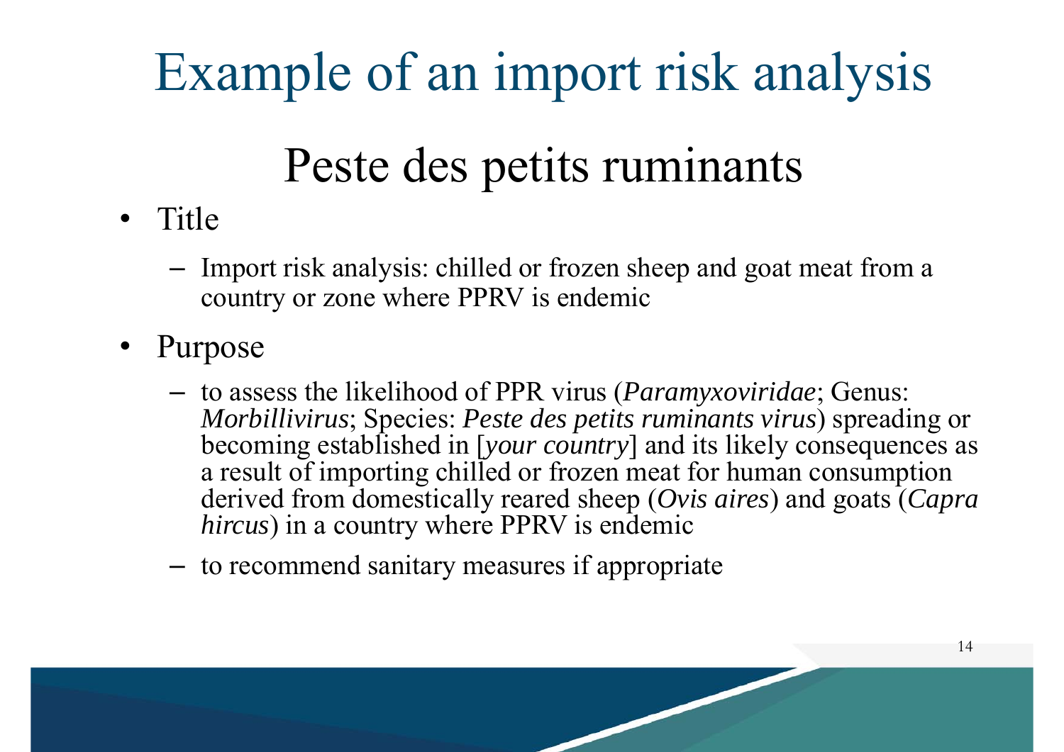# Example of an import risk analysis

## Peste des petits ruminants

- Title
  - Import risk analysis: chilled or frozen sheep and goat meat from a country or zone where PPRV is endemic
- Purpose
  - to assess the likelihood of PPR virus (*Paramyxoviridae*; Genus: *Morbillivirus*; Species: *Peste des petits ruminants virus*) spreading or becoming established in [*your country*] and its likely consequences as a result of importing chilled or frozen meat for human consumption derived from domestically reared sheep (*Ovis aires*) and goats (*Capra hircus*) in a country where PPRV is endemic
  - to recommend sanitary measures if appropriate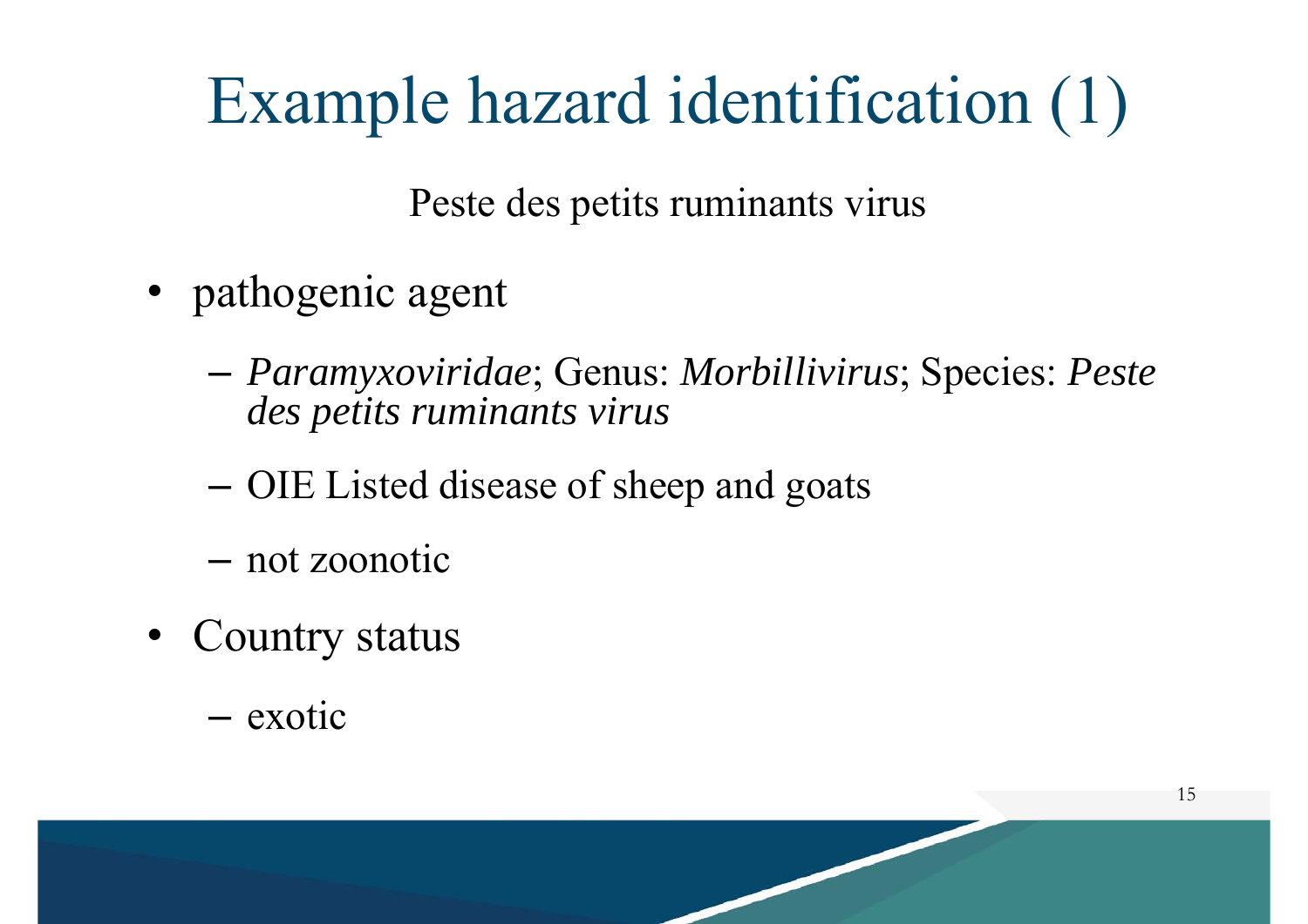# Example hazard identification (1)

Peste des petits ruminants virus

- pathogenic agent
  - *Paramyxoviridae*; Genus: *Morbillivirus*; Species: *Peste des petits ruminants virus*
  - OIE Listed disease of sheep and goats
  - not zoonotic
- Country status
  - exotic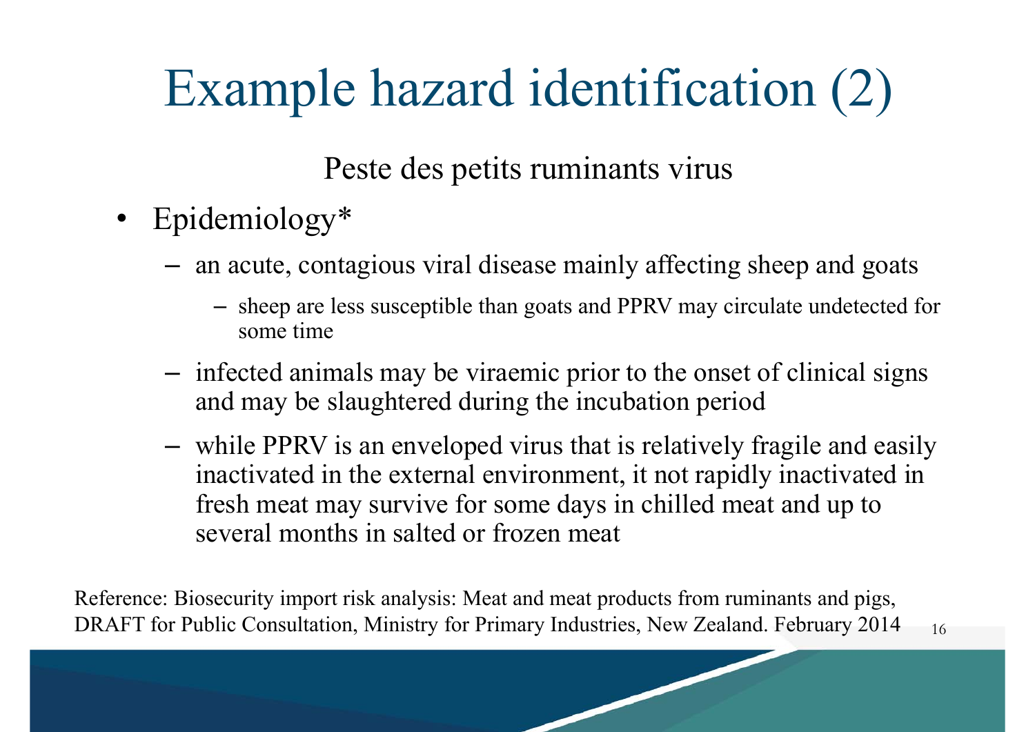# Example hazard identification (2)

Peste des petits ruminants virus

- Epidemiology*
  - an acute, contagious viral disease mainly affecting sheep and goats
    - sheep are less susceptible than goats and PPRV may circulate undetected for some time
  - infected animals may be viraemic prior to the onset of clinical signs and may be slaughtered during the incubation period
  - while PPRV is an enveloped virus that is relatively fragile and easily inactivated in the external environment, it not rapidly inactivated in fresh meat may survive for some days in chilled meat and up to several months in salted or frozen meat

Reference: Biosecurity import risk analysis: Meat and meat products from ruminants and pigs, DRAFT for Public Consultation, Ministry for Primary Industries, New Zealand. February 2014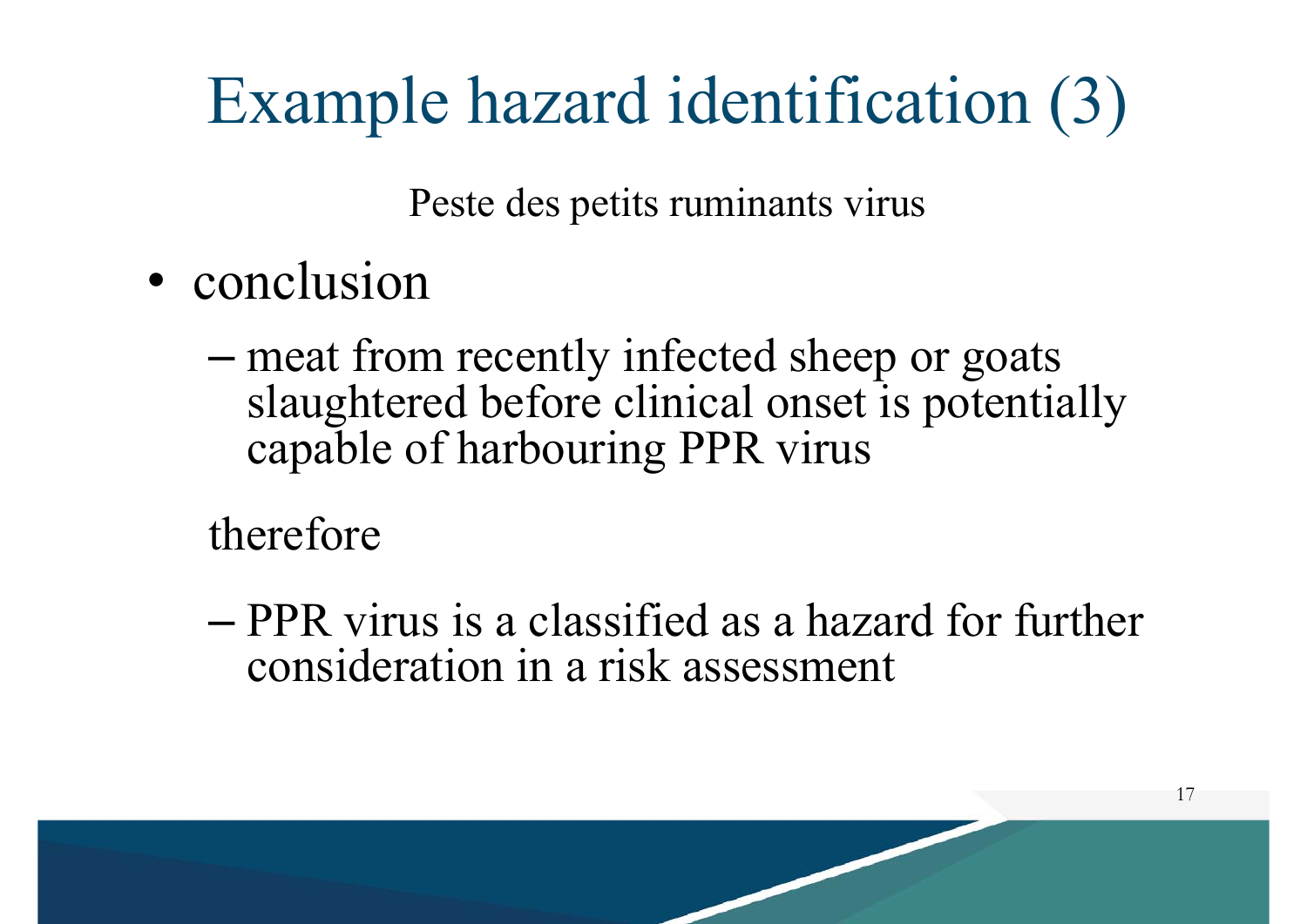# Example hazard identification (3)

Peste des petits ruminants virus

- conclusion
  - meat from recently infected sheep or goats slaughtered before clinical onset is potentially capable of harbouring PPR virus

therefore

  - PPR virus is a classified as a hazard for further consideration in a risk assessment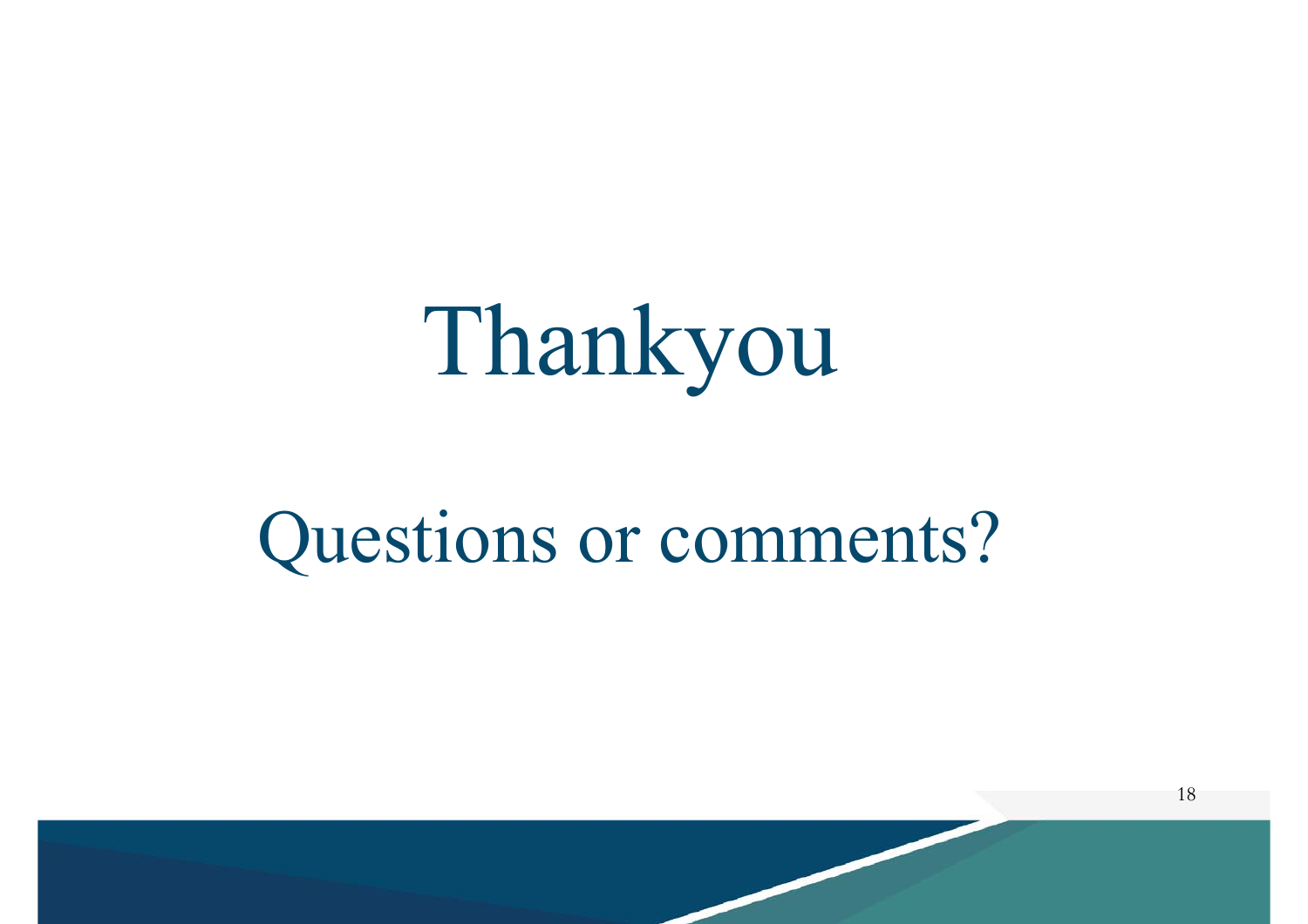# Thankyou

## Questions or comments?